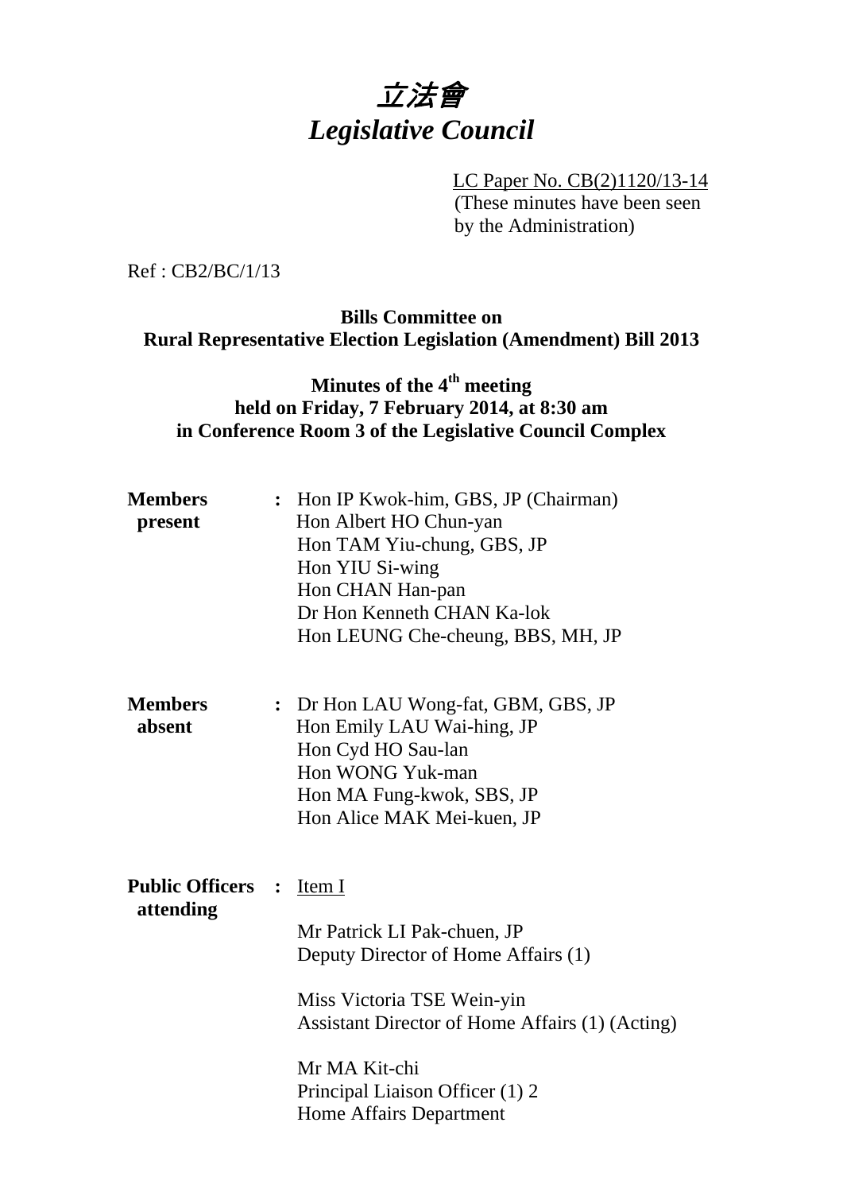# *立法會*
# *Legislative Council*

LC Paper No. CB(2)1120/13-14
(These minutes have been seen by the Administration)

Ref : CB2/BC/1/13

**Bills Committee on**
**Rural Representative Election Legislation (Amendment) Bill 2013**

**Minutes of the 4th meeting**
**held on Friday, 7 February 2014, at 8:30 am**
**in Conference Room 3 of the Legislative Council Complex**

**Members present** : Hon IP Kwok-him, GBS, JP (Chairman)
Hon Albert HO Chun-yan
Hon TAM Yiu-chung, GBS, JP
Hon YIU Si-wing
Hon CHAN Han-pan
Dr Hon Kenneth CHAN Ka-lok
Hon LEUNG Che-cheung, BBS, MH, JP

**Members absent** : Dr Hon LAU Wong-fat, GBM, GBS, JP
Hon Emily LAU Wai-hing, JP
Hon Cyd HO Sau-lan
Hon WONG Yuk-man
Hon MA Fung-kwok, SBS, JP
Hon Alice MAK Mei-kuen, JP

**Public Officers attending** : Item I

Mr Patrick LI Pak-chuen, JP
Deputy Director of Home Affairs (1)

Miss Victoria TSE Wein-yin
Assistant Director of Home Affairs (1) (Acting)

Mr MA Kit-chi
Principal Liaison Officer (1) 2
Home Affairs Department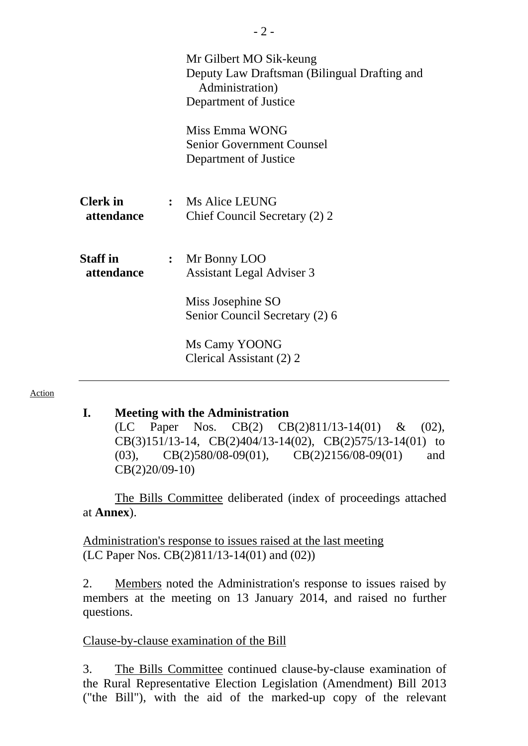Mr Gilbert MO Sik-keung
Deputy Law Draftsman (Bilingual Drafting and Administration)
Department of Justice

Miss Emma WONG
Senior Government Counsel
Department of Justice

**Clerk in attendance** : Ms Alice LEUNG
Chief Council Secretary (2) 2

**Staff in attendance** : Mr Bonny LOO
Assistant Legal Adviser 3

Miss Josephine SO
Senior Council Secretary (2) 6

Ms Camy YOONG
Clerical Assistant (2) 2

---

Action

## I. Meeting with the Administration

(LC Paper Nos. CB(2) CB(2)811/13-14(01) & (02), CB(3)151/13-14, CB(2)404/13-14(02), CB(2)575/13-14(01) to (03), CB(2)580/08-09(01), CB(2)2156/08-09(01) and CB(2)20/09-10)

The Bills Committee deliberated (index of proceedings attached at **Annex**).

Administration's response to issues raised at the last meeting
(LC Paper Nos. CB(2)811/13-14(01) and (02))

2. Members noted the Administration's response to issues raised by members at the meeting on 13 January 2014, and raised no further questions.

Clause-by-clause examination of the Bill

3. The Bills Committee continued clause-by-clause examination of the Rural Representative Election Legislation (Amendment) Bill 2013 ("the Bill"), with the aid of the marked-up copy of the relevant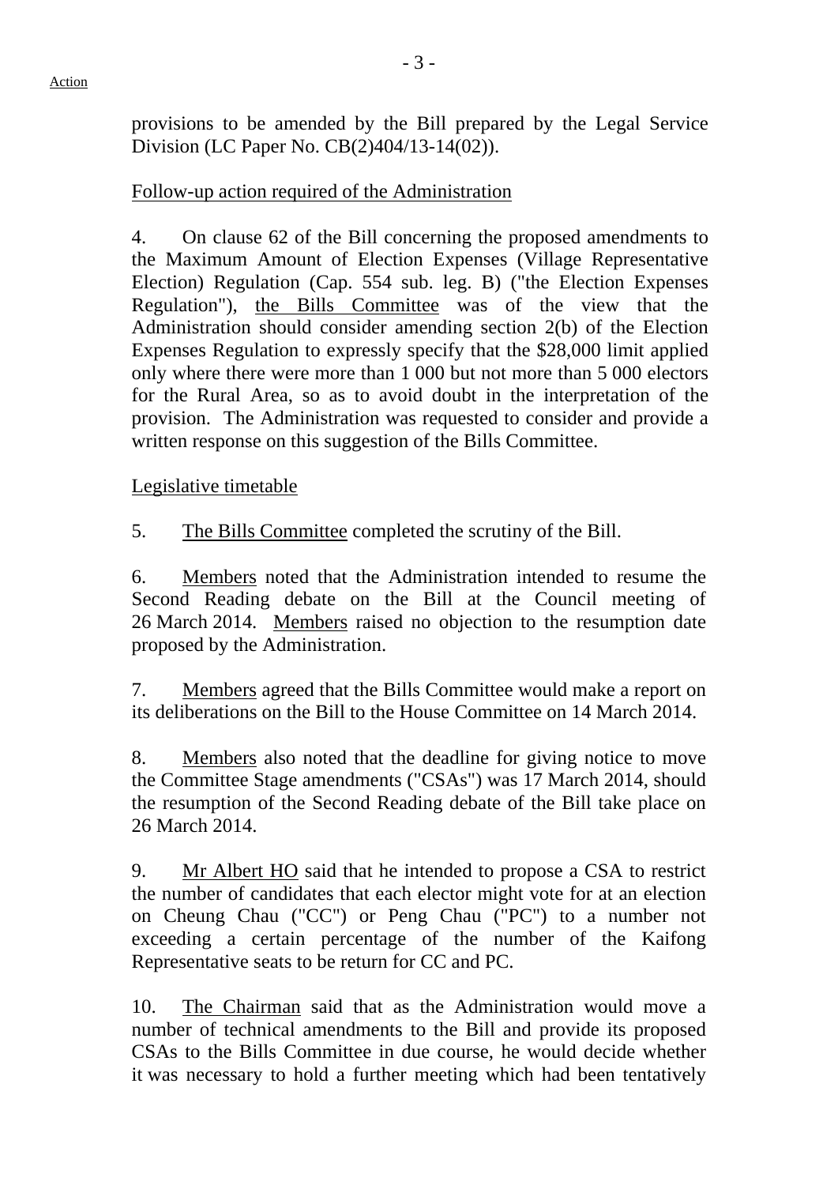provisions to be amended by the Bill prepared by the Legal Service Division (LC Paper No. CB(2)404/13-14(02)).

Follow-up action required of the Administration

4. On clause 62 of the Bill concerning the proposed amendments to the Maximum Amount of Election Expenses (Village Representative Election) Regulation (Cap. 554 sub. leg. B) ("the Election Expenses Regulation"), the Bills Committee was of the view that the Administration should consider amending section 2(b) of the Election Expenses Regulation to expressly specify that the $28,000 limit applied only where there were more than 1 000 but not more than 5 000 electors for the Rural Area, so as to avoid doubt in the interpretation of the provision. The Administration was requested to consider and provide a written response on this suggestion of the Bills Committee.

Legislative timetable

5. The Bills Committee completed the scrutiny of the Bill.

6. Members noted that the Administration intended to resume the Second Reading debate on the Bill at the Council meeting of 26 March 2014. Members raised no objection to the resumption date proposed by the Administration.

7. Members agreed that the Bills Committee would make a report on its deliberations on the Bill to the House Committee on 14 March 2014.

8. Members also noted that the deadline for giving notice to move the Committee Stage amendments ("CSAs") was 17 March 2014, should the resumption of the Second Reading debate of the Bill take place on 26 March 2014.

9. Mr Albert HO said that he intended to propose a CSA to restrict the number of candidates that each elector might vote for at an election on Cheung Chau ("CC") or Peng Chau ("PC") to a number not exceeding a certain percentage of the number of the Kaifong Representative seats to be return for CC and PC.

10. The Chairman said that as the Administration would move a number of technical amendments to the Bill and provide its proposed CSAs to the Bills Committee in due course, he would decide whether it was necessary to hold a further meeting which had been tentatively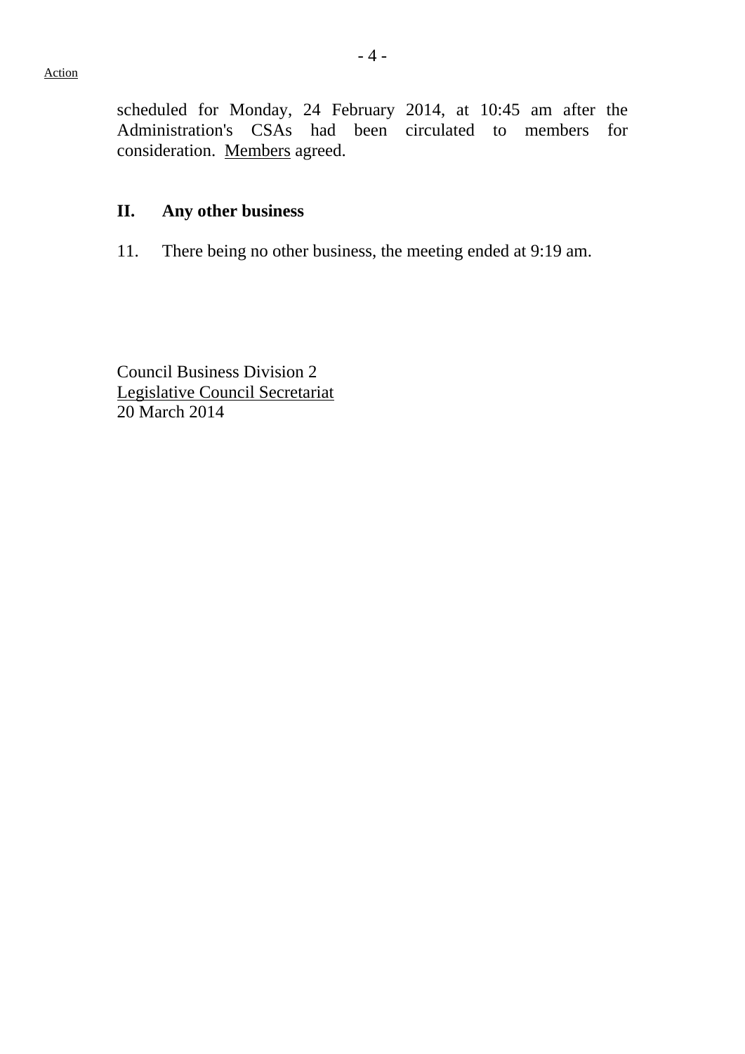Action

scheduled for Monday, 24 February 2014, at 10:45 am after the Administration's CSAs had been circulated to members for consideration. Members agreed.

## II. Any other business

11. There being no other business, the meeting ended at 9:19 am.

Council Business Division 2
Legislative Council Secretariat
20 March 2014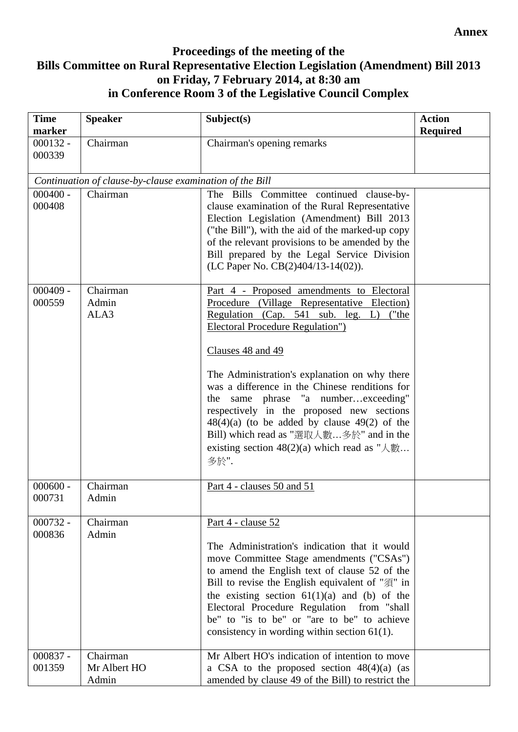**Annex**

## Proceedings of the meeting of the Bills Committee on Rural Representative Election Legislation (Amendment) Bill 2013 on Friday, 7 February 2014, at 8:30 am in Conference Room 3 of the Legislative Council Complex

| Time marker | Speaker | Subject(s) | Action Required |
|---|---|---|---|
| 000132 - 000339 | Chairman | Chairman's opening remarks | |
| *Continuation of clause-by-clause examination of the Bill* | | | |
| 000400 - 000408 | Chairman | The Bills Committee continued clause-by-clause examination of the Rural Representative Election Legislation (Amendment) Bill 2013 ("the Bill"), with the aid of the marked-up copy of the relevant provisions to be amended by the Bill prepared by the Legal Service Division (LC Paper No. CB(2)404/13-14(02)). | |
| 000409 - 000559 | Chairman<br>Admin<br>ALA3 | Part 4 - Proposed amendments to Electoral Procedure (Village Representative Election) Regulation (Cap. 541 sub. leg. L) ("the Electoral Procedure Regulation")<br><br>Clauses 48 and 49<br><br>The Administration's explanation on why there was a difference in the Chinese renditions for the same phrase "a number…exceeding" respectively in the proposed new sections 48(4)(a) (to be added by clause 49(2) of the Bill) which read as "選取人數…多於" and in the existing section 48(2)(a) which read as "人數…多於". | |
| 000600 - 000731 | Chairman<br>Admin | Part 4 - clauses 50 and 51 | |
| 000732 - 000836 | Chairman<br>Admin | Part 4 - clause 52<br><br>The Administration's indication that it would move Committee Stage amendments ("CSAs") to amend the English text of clause 52 of the Bill to revise the English equivalent of "須" in the existing section 61(1)(a) and (b) of the Electoral Procedure Regulation from "shall be" to "is to be" or "are to be" to achieve consistency in wording within section 61(1). | |
| 000837 - 001359 | Chairman<br>Mr Albert HO<br>Admin | Mr Albert HO's indication of intention to move a CSA to the proposed section 48(4)(a) (as amended by clause 49 of the Bill) to restrict the | |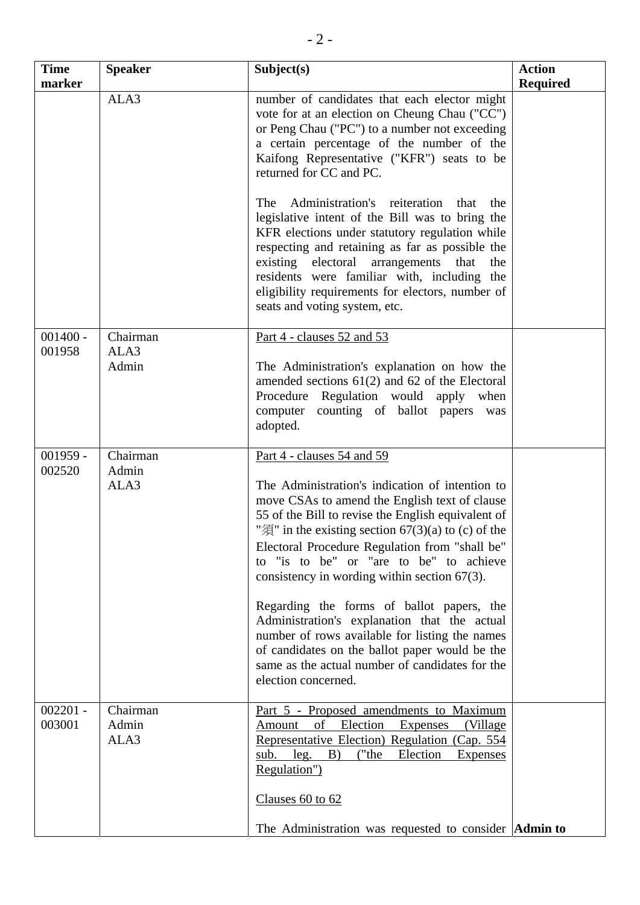| Time marker | Speaker | Subject(s) | Action Required |
|---|---|---|---|
| | ALA3 | number of candidates that each elector might vote for at an election on Cheung Chau ("CC") or Peng Chau ("PC") to a number not exceeding a certain percentage of the number of the Kaifong Representative ("KFR") seats to be returned for CC and PC.<br><br>The Administration's reiteration that the legislative intent of the Bill was to bring the KFR elections under statutory regulation while respecting and retaining as far as possible the existing electoral arrangements that the residents were familiar with, including the eligibility requirements for electors, number of seats and voting system, etc. | |
| 001400 - 001958 | Chairman<br>ALA3<br>Admin | <u>Part 4 - clauses 52 and 53</u><br><br>The Administration's explanation on how the amended sections 61(2) and 62 of the Electoral Procedure Regulation would apply when computer counting of ballot papers was adopted. | |
| 001959 - 002520 | Chairman<br>Admin<br>ALA3 | <u>Part 4 - clauses 54 and 59</u><br><br>The Administration's indication of intention to move CSAs to amend the English text of clause 55 of the Bill to revise the English equivalent of "須" in the existing section 67(3)(a) to (c) of the Electoral Procedure Regulation from "shall be" to "is to be" or "are to be" to achieve consistency in wording within section 67(3).<br><br>Regarding the forms of ballot papers, the Administration's explanation that the actual number of rows available for listing the names of candidates on the ballot paper would be the same as the actual number of candidates for the election concerned. | |
| 002201 - 003001 | Chairman<br>Admin<br>ALA3 | <u>Part 5 - Proposed amendments to Maximum Amount of Election Expenses (Village Representative Election) Regulation (Cap. 554 sub. leg. B) ("the Election Expenses Regulation")</u><br><br><u>Clauses 60 to 62</u><br><br>The Administration was requested to consider | **Admin to** |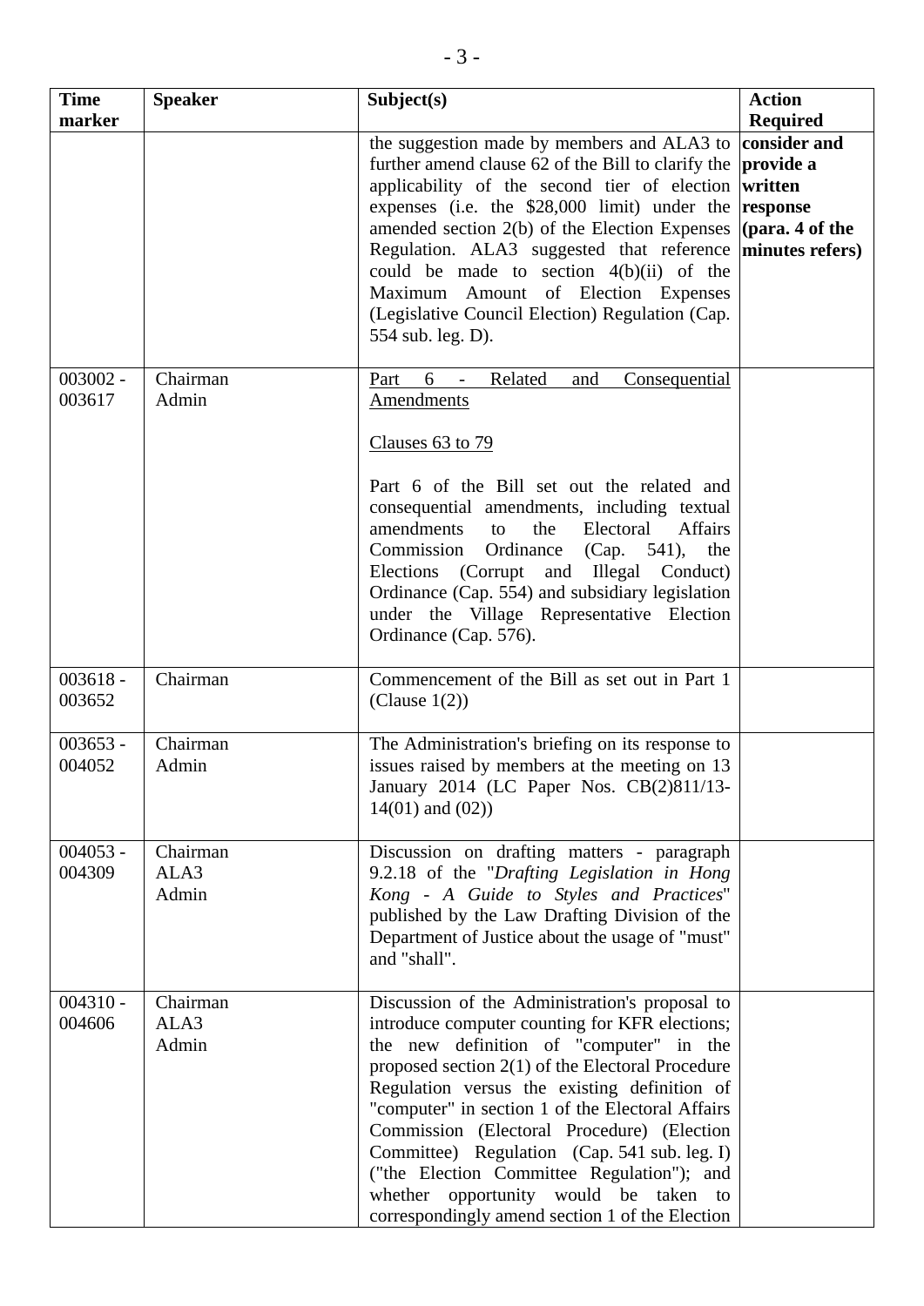| Time marker | Speaker | Subject(s) | Action Required |
|---|---|---|---|
| | | the suggestion made by members and ALA3 to further amend clause 62 of the Bill to clarify the applicability of the second tier of election expenses (i.e. the $28,000 limit) under the amended section 2(b) of the Election Expenses Regulation. ALA3 suggested that reference could be made to section 4(b)(ii) of the Maximum Amount of Election Expenses (Legislative Council Election) Regulation (Cap. 554 sub. leg. D). | **consider and provide a written response (para. 4 of the minutes refers)** |
| 003002 - 003617 | Chairman<br>Admin | <u>Part 6 - Related and Consequential Amendments</u><br><br><u>Clauses 63 to 79</u><br><br>Part 6 of the Bill set out the related and consequential amendments, including textual amendments to the Electoral Affairs Commission Ordinance (Cap. 541), the Elections (Corrupt and Illegal Conduct) Ordinance (Cap. 554) and subsidiary legislation under the Village Representative Election Ordinance (Cap. 576). | |
| 003618 - 003652 | Chairman | Commencement of the Bill as set out in Part 1 (Clause 1(2)) | |
| 003653 - 004052 | Chairman<br>Admin | The Administration's briefing on its response to issues raised by members at the meeting on 13 January 2014 (LC Paper Nos. CB(2)811/13-14(01) and (02)) | |
| 004053 - 004309 | Chairman<br>ALA3<br>Admin | Discussion on drafting matters - paragraph 9.2.18 of the "*Drafting Legislation in Hong Kong - A Guide to Styles and Practices*" published by the Law Drafting Division of the Department of Justice about the usage of "must" and "shall". | |
| 004310 - 004606 | Chairman<br>ALA3<br>Admin | Discussion of the Administration's proposal to introduce computer counting for KFR elections; the new definition of "computer" in the proposed section 2(1) of the Electoral Procedure Regulation versus the existing definition of "computer" in section 1 of the Electoral Affairs Commission (Electoral Procedure) (Election Committee) Regulation (Cap. 541 sub. leg. I) ("the Election Committee Regulation"); and whether opportunity would be taken to correspondingly amend section 1 of the Election | |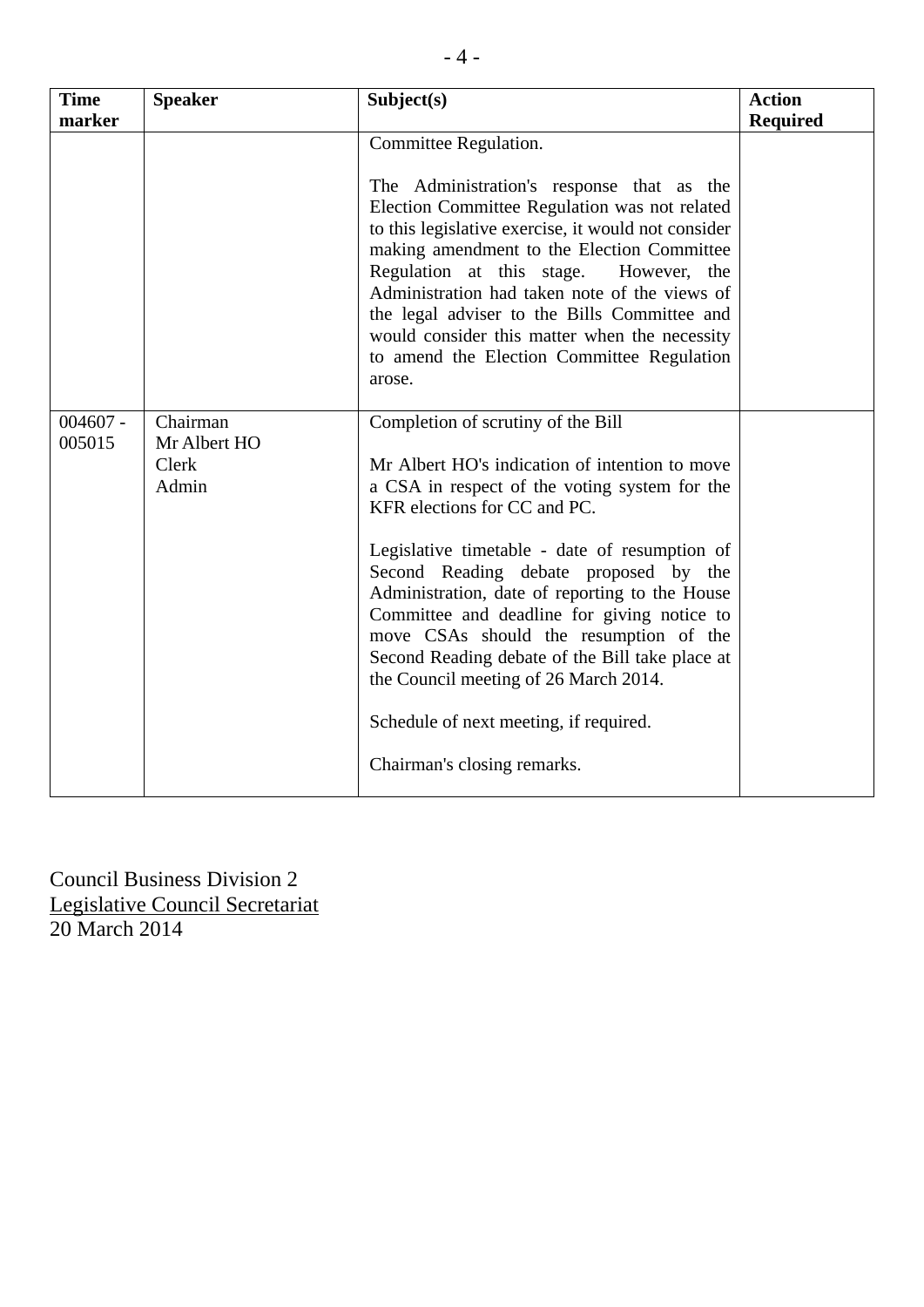| Time marker | Speaker | Subject(s) | Action Required |
|---|---|---|---|
| | | Committee Regulation.<br><br>The Administration's response that as the Election Committee Regulation was not related to this legislative exercise, it would not consider making amendment to the Election Committee Regulation at this stage. However, the Administration had taken note of the views of the legal adviser to the Bills Committee and would consider this matter when the necessity to amend the Election Committee Regulation arose. | |
| 004607 - 005015 | Chairman<br>Mr Albert HO<br>Clerk<br>Admin | Completion of scrutiny of the Bill<br><br>Mr Albert HO's indication of intention to move a CSA in respect of the voting system for the KFR elections for CC and PC.<br><br>Legislative timetable - date of resumption of Second Reading debate proposed by the Administration, date of reporting to the House Committee and deadline for giving notice to move CSAs should the resumption of the Second Reading debate of the Bill take place at the Council meeting of 26 March 2014.<br><br>Schedule of next meeting, if required.<br><br>Chairman's closing remarks. | |

Council Business Division 2
Legislative Council Secretariat
20 March 2014